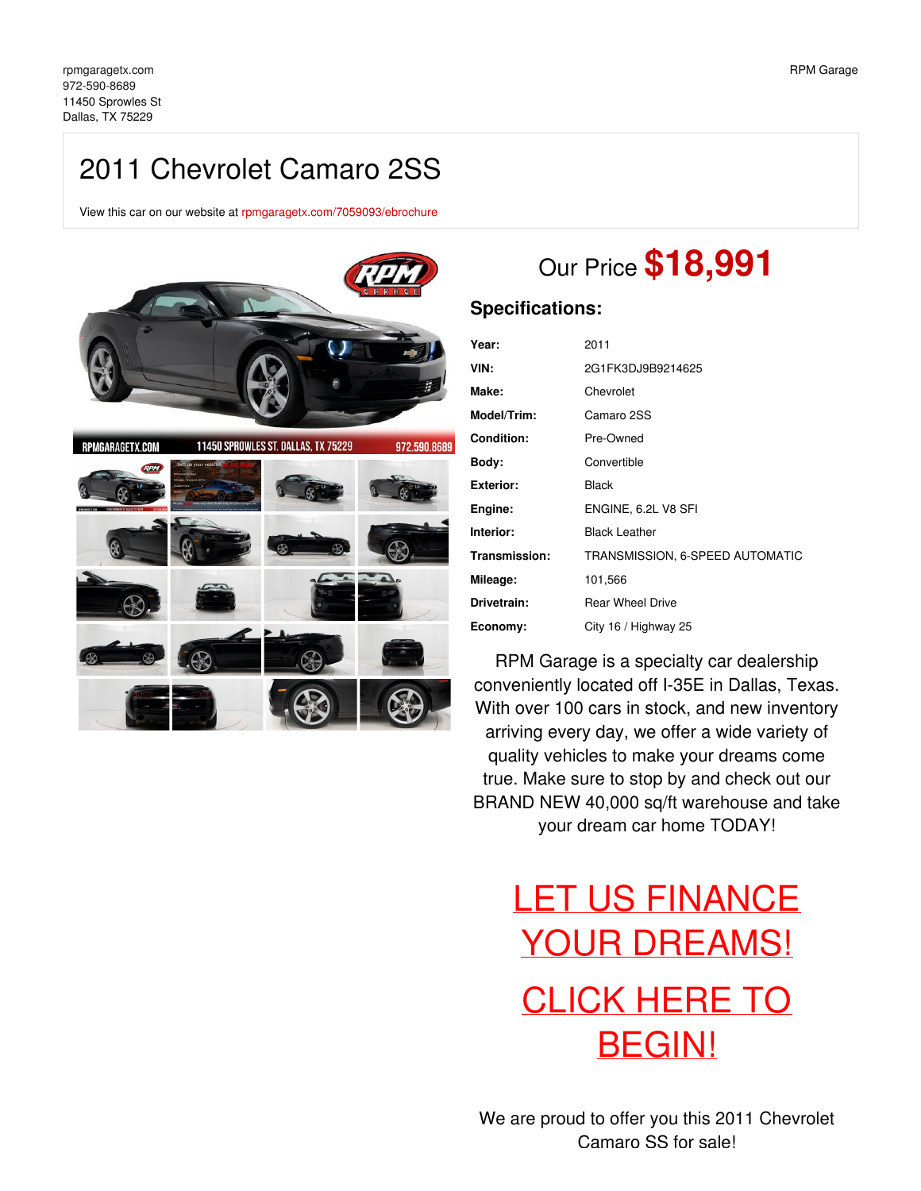rpmgaragetx.com
972-590-8689
11450 Sprowles St
Dallas, TX 75229

RPM Garage

# 2011 Chevrolet Camaro 2SS

View this car on our website at rpmgaragetx.com/7059093/ebrochure

## Our Price **$18,991**

### Specifications:

| | |
|---|---|
| **Year:** | 2011 |
| **VIN:** | 2G1FK3DJ9B9214625 |
| **Make:** | Chevrolet |
| **Model/Trim:** | Camaro 2SS |
| **Condition:** | Pre-Owned |
| **Body:** | Convertible |
| **Exterior:** | Black |
| **Engine:** | ENGINE, 6.2L V8 SFI |
| **Interior:** | Black Leather |
| **Transmission:** | TRANSMISSION, 6-SPEED AUTOMATIC |
| **Mileage:** | 101,566 |
| **Drivetrain:** | Rear Wheel Drive |
| **Economy:** | City 16 / Highway 25 |

RPM Garage is a specialty car dealership conveniently located off I-35E in Dallas, Texas. With over 100 cars in stock, and new inventory arriving every day, we offer a wide variety of quality vehicles to make your dreams come true. Make sure to stop by and check out our BRAND NEW 40,000 sq/ft warehouse and take your dream car home TODAY!

LET US FINANCE YOUR DREAMS!

CLICK HERE TO BEGIN!

We are proud to offer you this 2011 Chevrolet Camaro SS for sale!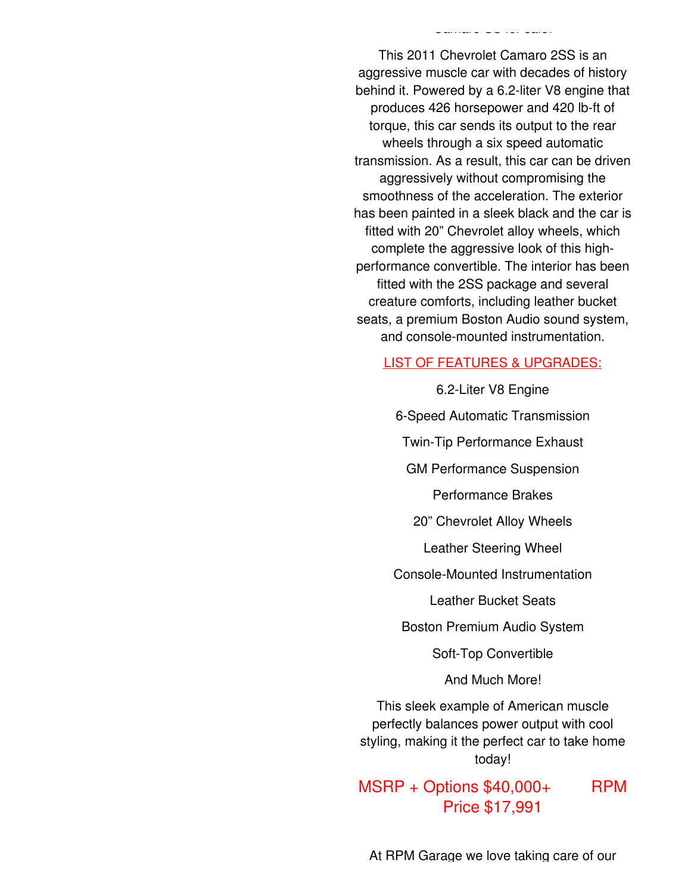Camaro SS for sale!

This 2011 Chevrolet Camaro 2SS is an aggressive muscle car with decades of history behind it. Powered by a 6.2-liter V8 engine that produces 426 horsepower and 420 lb-ft of torque, this car sends its output to the rear wheels through a six speed automatic transmission. As a result, this car can be driven aggressively without compromising the smoothness of the acceleration. The exterior has been painted in a sleek black and the car is fitted with 20” Chevrolet alloy wheels, which complete the aggressive look of this high-performance convertible. The interior has been fitted with the 2SS package and several creature comforts, including leather bucket seats, a premium Boston Audio sound system, and console-mounted instrumentation.

## LIST OF FEATURES & UPGRADES:

6.2-Liter V8 Engine

6-Speed Automatic Transmission

Twin-Tip Performance Exhaust

GM Performance Suspension

Performance Brakes

20” Chevrolet Alloy Wheels

Leather Steering Wheel

Console-Mounted Instrumentation

Leather Bucket Seats

Boston Premium Audio System

Soft-Top Convertible

And Much More!

This sleek example of American muscle perfectly balances power output with cool styling, making it the perfect car to take home today!

MSRP + Options $40,000+ RPM Price $17,991

At RPM Garage we love taking care of our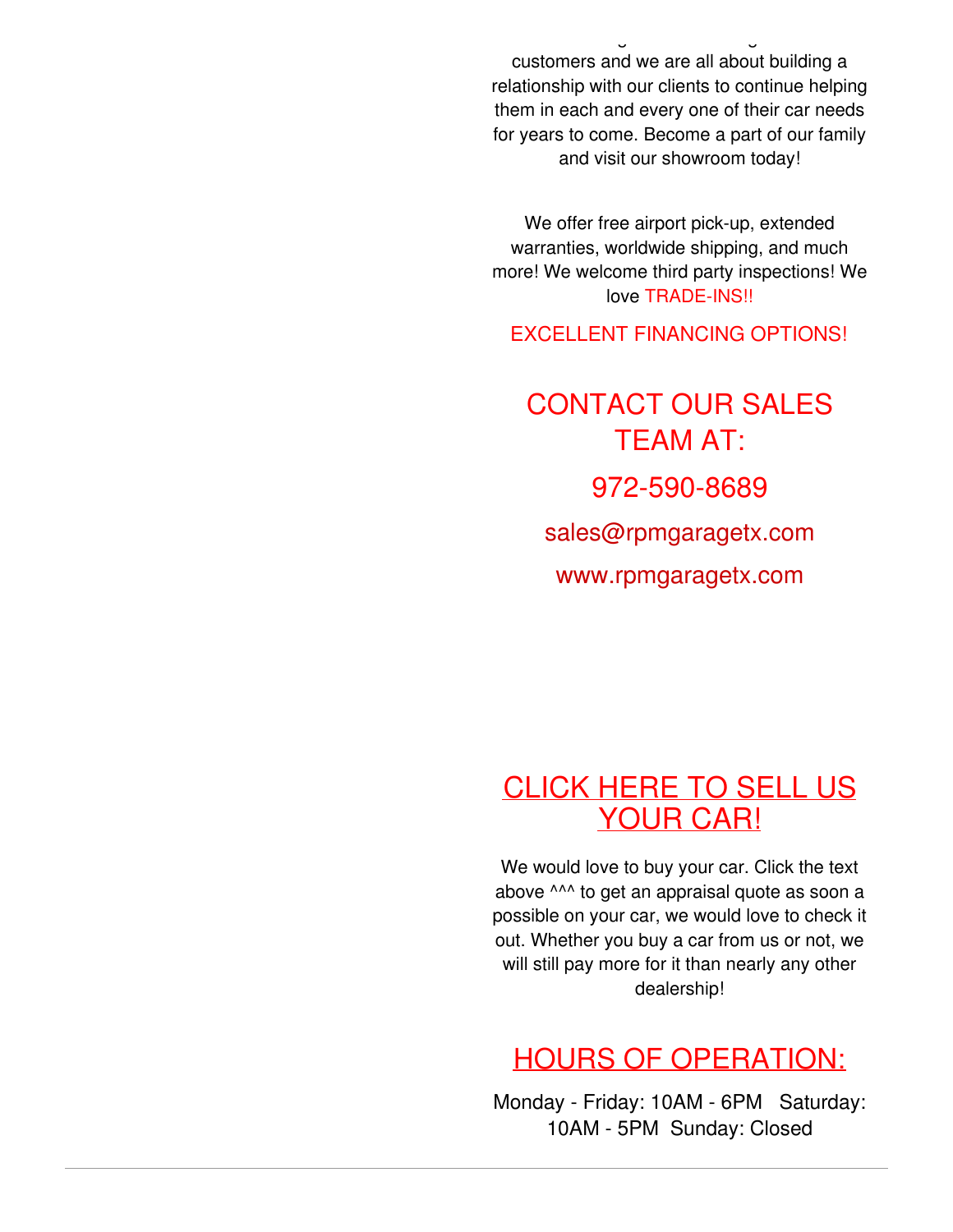customers and we are all about building a relationship with our clients to continue helping them in each and every one of their car needs for years to come. Become a part of our family and visit our showroom today!

We offer free airport pick-up, extended warranties, worldwide shipping, and much more! We welcome third party inspections! We love TRADE-INS!!

EXCELLENT FINANCING OPTIONS!

## CONTACT OUR SALES TEAM AT:

## 972-590-8689

sales@rpmgaragetx.com

www.rpmgaragetx.com

## CLICK HERE TO SELL US YOUR CAR!

We would love to buy your car. Click the text above ^^^ to get an appraisal quote as soon a possible on your car, we would love to check it out. Whether you buy a car from us or not, we will still pay more for it than nearly any other dealership!

## HOURS OF OPERATION:

Monday - Friday: 10AM - 6PM   Saturday: 10AM - 5PM  Sunday: Closed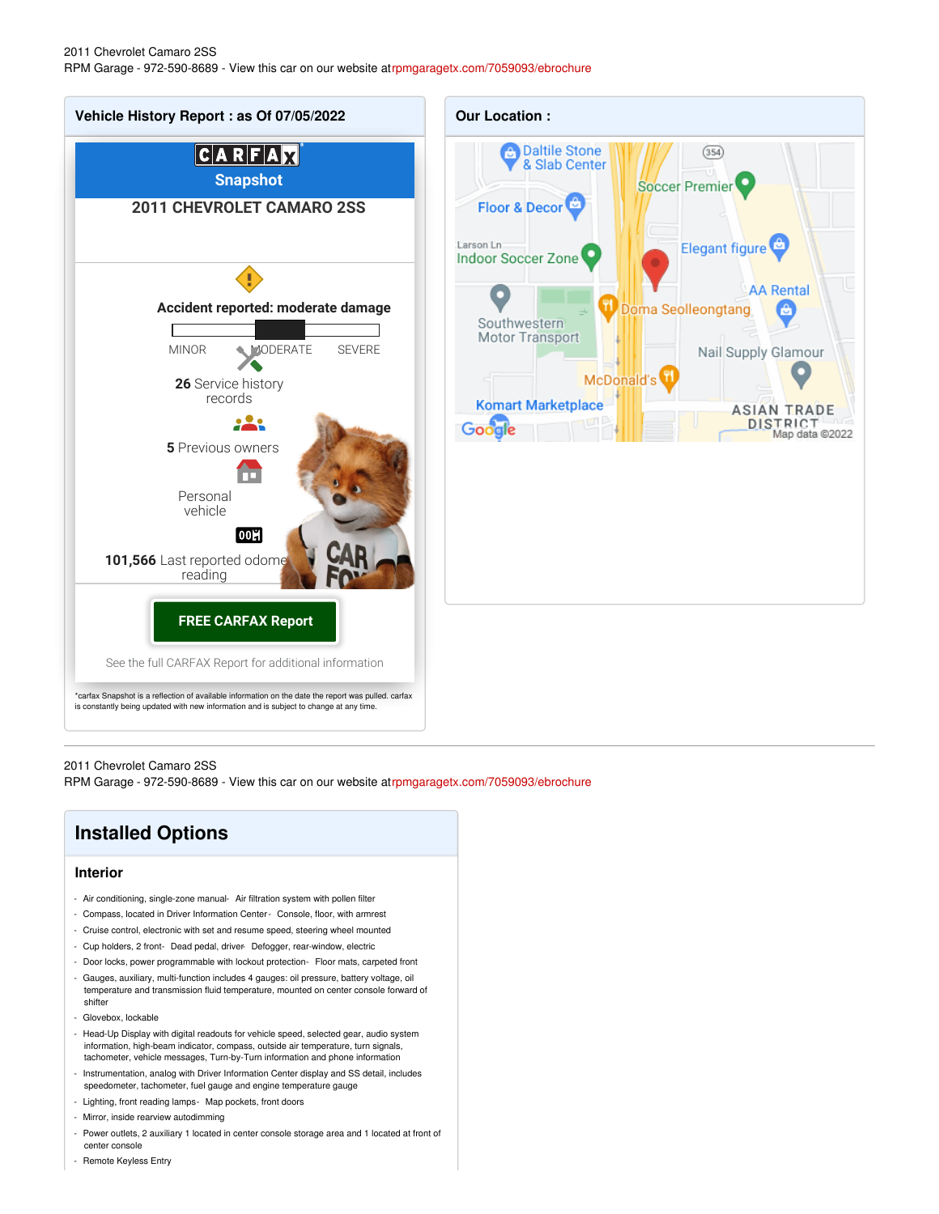2011 Chevrolet Camaro 2SS
RPM Garage - 972-590-8689 - View this car on our website at rpmgaragetx.com/7059093/ebrochure

## Vehicle History Report : as Of 07/05/2022

CARFAX Snapshot

**2011 CHEVROLET CAMARO 2SS**

**Accident reported: moderate damage**

MINOR | MODERATE | SEVERE

**26** Service history records

**5** Previous owners

Personal vehicle

**101,566** Last reported odometer reading

**FREE CARFAX Report**

See the full CARFAX Report for additional information

*carfax Snapshot is a reflection of available information on the date the report was pulled. carfax is constantly being updated with new information and is subject to change at any time.

## Our Location :

Daltile Stone & Slab Center, Soccer Premier, Floor & Decor, Larson Ln, Indoor Soccer Zone, Elegant figure, AA Rental, Southwestern Motor Transport, Doma Seolleongtang, Nail Supply Glamour, McDonald's, Komart Marketplace, ASIAN TRADE DISTRICT, Google, Map data ©2022

---

2011 Chevrolet Camaro 2SS
RPM Garage - 972-590-8689 - View this car on our website at rpmgaragetx.com/7059093/ebrochure

# Installed Options

### Interior

- Air conditioning, single-zone manual
- Air filtration system with pollen filter
- Compass, located in Driver Information Center
- Console, floor, with armrest
- Cruise control, electronic with set and resume speed, steering wheel mounted
- Cup holders, 2 front
- Dead pedal, driver
- Defogger, rear-window, electric
- Door locks, power programmable with lockout protection
- Floor mats, carpeted front
- Gauges, auxiliary, multi-function includes 4 gauges: oil pressure, battery voltage, oil temperature and transmission fluid temperature, mounted on center console forward of shifter
- Glovebox, lockable
- Head-Up Display with digital readouts for vehicle speed, selected gear, audio system information, high-beam indicator, compass, outside air temperature, turn signals, tachometer, vehicle messages, Turn-by-Turn information and phone information
- Instrumentation, analog with Driver Information Center display and SS detail, includes speedometer, tachometer, fuel gauge and engine temperature gauge
- Lighting, front reading lamps
- Map pockets, front doors
- Mirror, inside rearview autodimming
- Power outlets, 2 auxiliary 1 located in center console storage area and 1 located at front of center console
- Remote Keyless Entry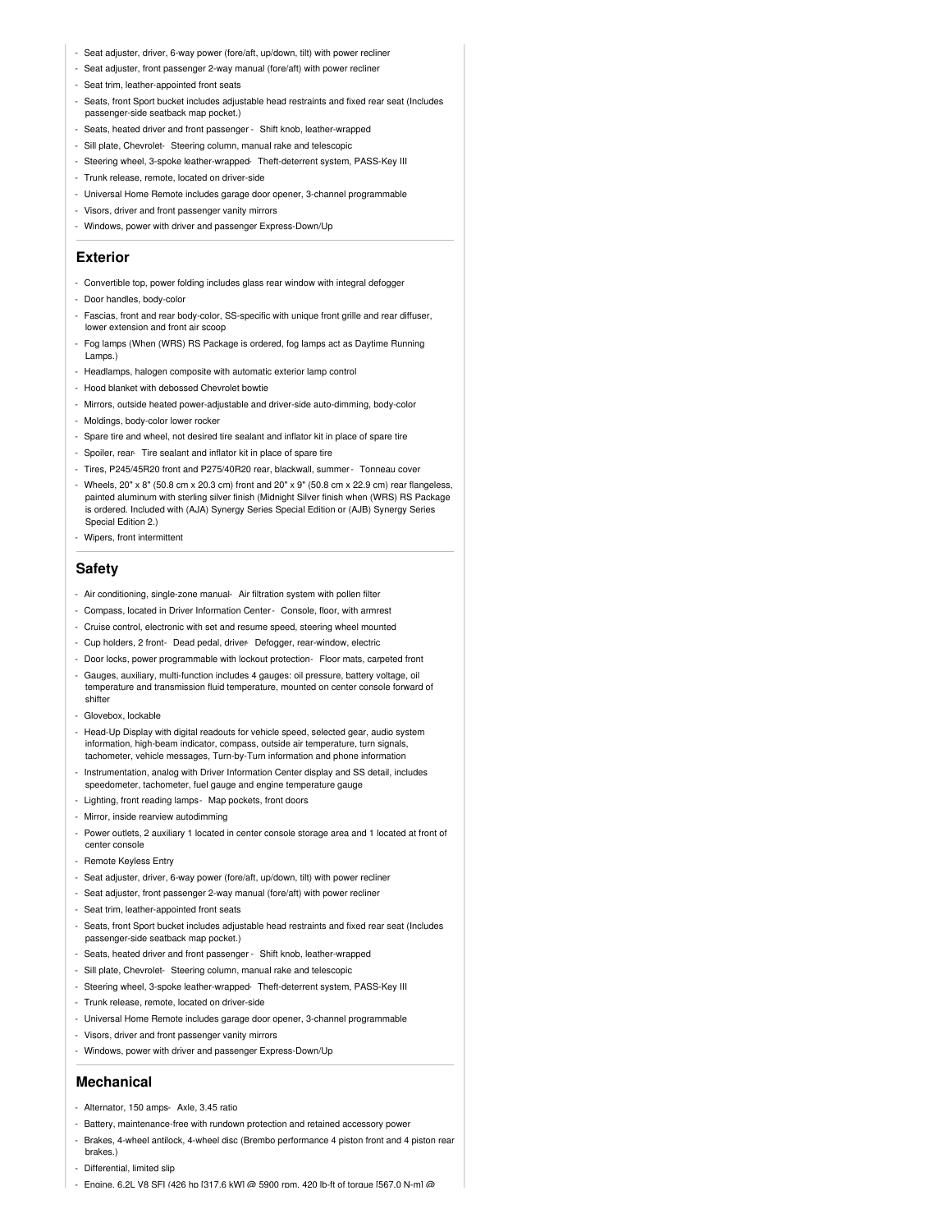- Seat adjuster, driver, 6-way power (fore/aft, up/down, tilt) with power recliner
- Seat adjuster, front passenger 2-way manual (fore/aft) with power recliner
- Seat trim, leather-appointed front seats
- Seats, front Sport bucket includes adjustable head restraints and fixed rear seat (Includes passenger-side seatback map pocket.)
- Seats, heated driver and front passenger - Shift knob, leather-wrapped
- Sill plate, Chevrolet- Steering column, manual rake and telescopic
- Steering wheel, 3-spoke leather-wrapped- Theft-deterrent system, PASS-Key III
- Trunk release, remote, located on driver-side
- Universal Home Remote includes garage door opener, 3-channel programmable
- Visors, driver and front passenger vanity mirrors
- Windows, power with driver and passenger Express-Down/Up

## Exterior

- Convertible top, power folding includes glass rear window with integral defogger
- Door handles, body-color
- Fascias, front and rear body-color, SS-specific with unique front grille and rear diffuser, lower extension and front air scoop
- Fog lamps (When (WRS) RS Package is ordered, fog lamps act as Daytime Running Lamps.)
- Headlamps, halogen composite with automatic exterior lamp control
- Hood blanket with debossed Chevrolet bowtie
- Mirrors, outside heated power-adjustable and driver-side auto-dimming, body-color
- Moldings, body-color lower rocker
- Spare tire and wheel, not desired tire sealant and inflator kit in place of spare tire
- Spoiler, rear- Tire sealant and inflator kit in place of spare tire
- Tires, P245/45R20 front and P275/40R20 rear, blackwall, summer - Tonneau cover
- Wheels, 20" x 8" (50.8 cm x 20.3 cm) front and 20" x 9" (50.8 cm x 22.9 cm) rear flangeless, painted aluminum with sterling silver finish (Midnight Silver finish when (WRS) RS Package is ordered. Included with (AJA) Synergy Series Special Edition or (AJB) Synergy Series Special Edition 2.)
- Wipers, front intermittent

## Safety

- Air conditioning, single-zone manual- Air filtration system with pollen filter
- Compass, located in Driver Information Center - Console, floor, with armrest
- Cruise control, electronic with set and resume speed, steering wheel mounted
- Cup holders, 2 front- Dead pedal, driver- Defogger, rear-window, electric
- Door locks, power programmable with lockout protection- Floor mats, carpeted front
- Gauges, auxiliary, multi-function includes 4 gauges: oil pressure, battery voltage, oil temperature and transmission fluid temperature, mounted on center console forward of shifter
- Glovebox, lockable
- Head-Up Display with digital readouts for vehicle speed, selected gear, audio system information, high-beam indicator, compass, outside air temperature, turn signals, tachometer, vehicle messages, Turn-by-Turn information and phone information
- Instrumentation, analog with Driver Information Center display and SS detail, includes speedometer, tachometer, fuel gauge and engine temperature gauge
- Lighting, front reading lamps- Map pockets, front doors
- Mirror, inside rearview autodimming
- Power outlets, 2 auxiliary 1 located in center console storage area and 1 located at front of center console
- Remote Keyless Entry
- Seat adjuster, driver, 6-way power (fore/aft, up/down, tilt) with power recliner
- Seat adjuster, front passenger 2-way manual (fore/aft) with power recliner
- Seat trim, leather-appointed front seats
- Seats, front Sport bucket includes adjustable head restraints and fixed rear seat (Includes passenger-side seatback map pocket.)
- Seats, heated driver and front passenger - Shift knob, leather-wrapped
- Sill plate, Chevrolet- Steering column, manual rake and telescopic
- Steering wheel, 3-spoke leather-wrapped- Theft-deterrent system, PASS-Key III
- Trunk release, remote, located on driver-side
- Universal Home Remote includes garage door opener, 3-channel programmable
- Visors, driver and front passenger vanity mirrors
- Windows, power with driver and passenger Express-Down/Up

## Mechanical

- Alternator, 150 amps- Axle, 3.45 ratio
- Battery, maintenance-free with rundown protection and retained accessory power
- Brakes, 4-wheel antilock, 4-wheel disc (Brembo performance 4 piston front and 4 piston rear brakes.)
- Differential, limited slip
- Engine, 6.2L V8 SFI (426 hp [317.6 kW] @ 5900 rpm, 420 lb-ft of torque [567.0 N-m] @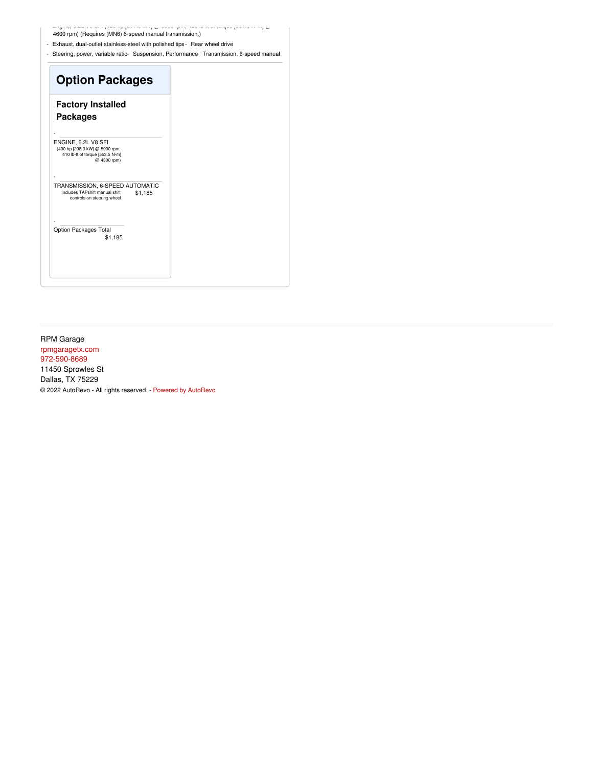4600 rpm) (Requires (MN6) 6-speed manual transmission.)

- Exhaust, dual-outlet stainless-steel with polished tips
- Rear wheel drive
- Steering, power, variable ratio
- Suspension, Performance
- Transmission, 6-speed manual

## Option Packages

### Factory Installed Packages

-

ENGINE, 6.2L V8 SFI
(400 hp [298.3 kW] @ 5900 rpm, 410 lb-ft of torque [553.5 N-m] @ 4300 rpm)

-

TRANSMISSION, 6-SPEED AUTOMATIC
includes TAPshift manual shift controls on steering wheel — $1,185

-

Option Packages Total — $1,185

RPM Garage
rpmgaragetx.com
972-590-8689
11450 Sprowles St
Dallas, TX 75229
© 2022 AutoRevo - All rights reserved. - Powered by AutoRevo